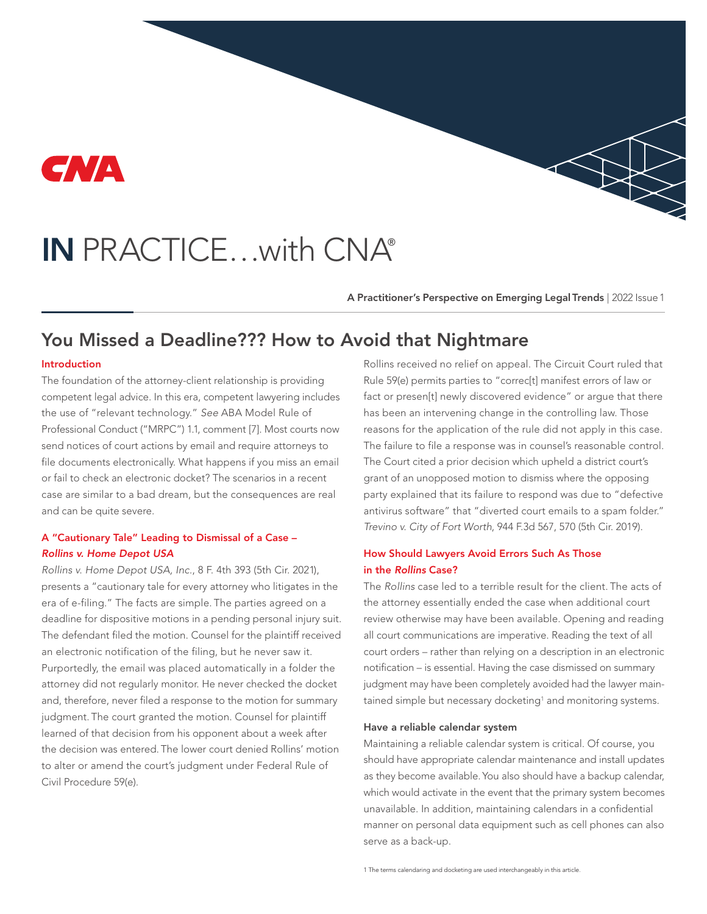# IN PRACTICE…with CNA®

**A Practitioner's Perspective on Emerging Legal Trends** | 2022 Issue 1

## You Missed a Deadline??? How to Avoid that Nightmare

### Introduction

The foundation of the attorney-client relationship is providing competent legal advice. In this era, competent lawyering includes the use of "relevant technology." *See* ABA Model Rule of Professional Conduct ("MRPC") 1.1, comment [7]. Most courts now send notices of court actions by email and require attorneys to file documents electronically. What happens if you miss an email or fail to check an electronic docket? The scenarios in a recent case are similar to a bad dream, but the consequences are real and can be quite severe.

### A "Cautionary Tale" Leading to Dismissal of a Case – *Rollins v. Home Depot USA*

*Rollins v. Home Depot USA, Inc.*, 8 F. 4th 393 (5th Cir. 2021), presents a "cautionary tale for every attorney who litigates in the era of e-filing." The facts are simple. The parties agreed on a deadline for dispositive motions in a pending personal injury suit. The defendant filed the motion. Counsel for the plaintiff received an electronic notification of the filing, but he never saw it. Purportedly, the email was placed automatically in a folder the attorney did not regularly monitor. He never checked the docket and, therefore, never filed a response to the motion for summary judgment. The court granted the motion. Counsel for plaintiff learned of that decision from his opponent about a week after the decision was entered. The lower court denied Rollins' motion to alter or amend the court's judgment under Federal Rule of Civil Procedure 59(e).

Rollins received no relief on appeal. The Circuit Court ruled that Rule 59(e) permits parties to "correc[t] manifest errors of law or fact or presen[t] newly discovered evidence" or argue that there has been an intervening change in the controlling law. Those reasons for the application of the rule did not apply in this case. The failure to file a response was in counsel's reasonable control. The Court cited a prior decision which upheld a district court's grant of an unopposed motion to dismiss where the opposing party explained that its failure to respond was due to "defective antivirus software" that "diverted court emails to a spam folder." *Trevino v. City of Fort Worth*, 944 F.3d 567, 570 (5th Cir. 2019).

### How Should Lawyers Avoid Errors Such As Those in the *Rollins* Case?

The *Rollins* case led to a terrible result for the client. The acts of the attorney essentially ended the case when additional court review otherwise may have been available. Opening and reading all court communications are imperative. Reading the text of all court orders – rather than relying on a description in an electronic notification – is essential. Having the case dismissed on summary judgment may have been completely avoided had the lawyer maintained simple but necessary docketing[1] and monitoring systems.

#### Have a reliable calendar system

Maintaining a reliable calendar system is critical. Of course, you should have appropriate calendar maintenance and install updates as they become available. You also should have a backup calendar, which would activate in the event that the primary system becomes unavailable. In addition, maintaining calendars in a confidential manner on personal data equipment such as cell phones can also serve as a back-up.

[1] The terms calendaring and docketing are used interchangeably in this article.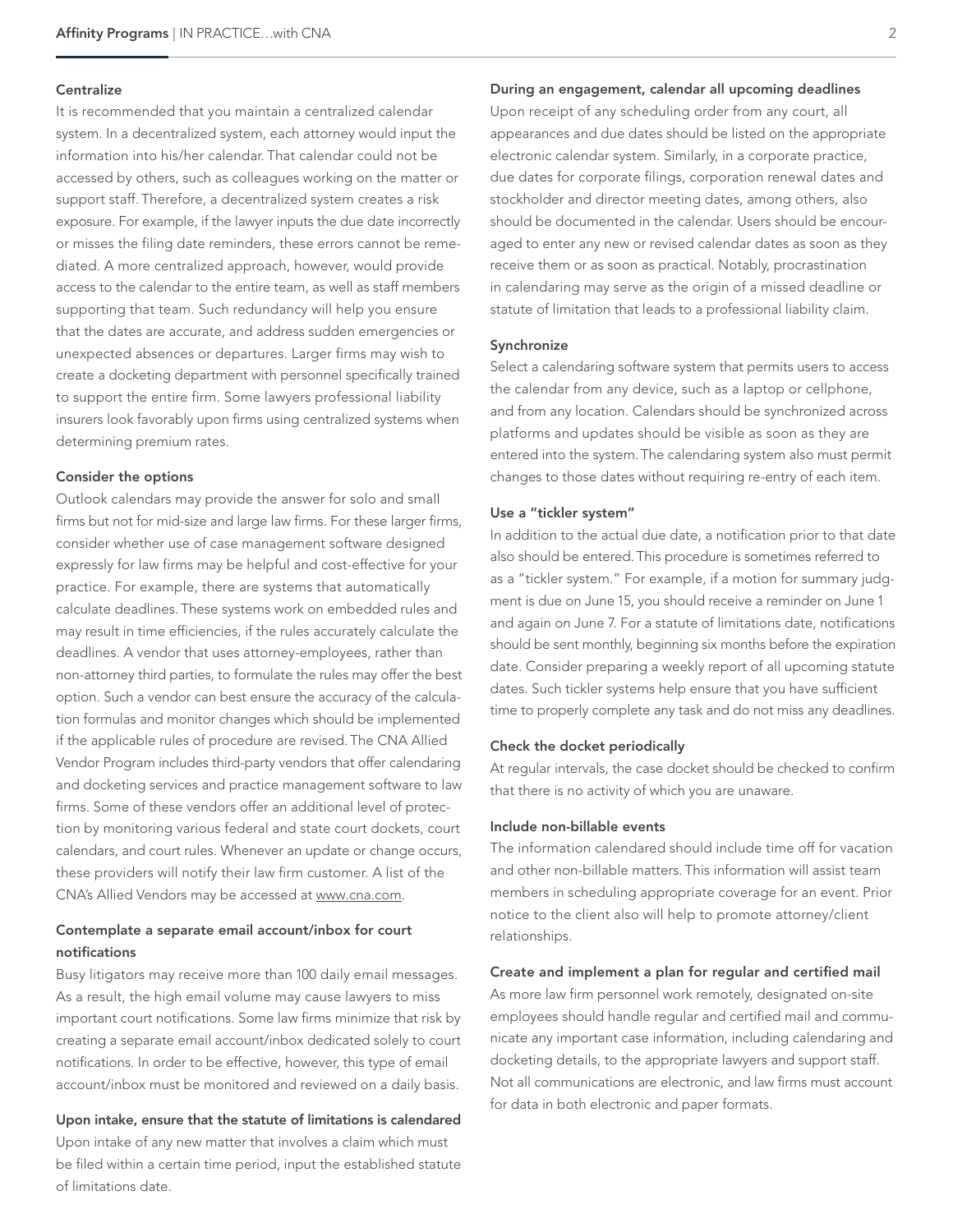### Centralize

It is recommended that you maintain a centralized calendar system. In a decentralized system, each attorney would input the information into his/her calendar. That calendar could not be accessed by others, such as colleagues working on the matter or support staff. Therefore, a decentralized system creates a risk exposure. For example, if the lawyer inputs the due date incorrectly or misses the filing date reminders, these errors cannot be remediated. A more centralized approach, however, would provide access to the calendar to the entire team, as well as staff members supporting that team. Such redundancy will help you ensure that the dates are accurate, and address sudden emergencies or unexpected absences or departures. Larger firms may wish to create a docketing department with personnel specifically trained to support the entire firm. Some lawyers professional liability insurers look favorably upon firms using centralized systems when determining premium rates.

### Consider the options

Outlook calendars may provide the answer for solo and small firms but not for mid-size and large law firms. For these larger firms, consider whether use of case management software designed expressly for law firms may be helpful and cost-effective for your practice. For example, there are systems that automatically calculate deadlines. These systems work on embedded rules and may result in time efficiencies, if the rules accurately calculate the deadlines. A vendor that uses attorney-employees, rather than non-attorney third parties, to formulate the rules may offer the best option. Such a vendor can best ensure the accuracy of the calculation formulas and monitor changes which should be implemented if the applicable rules of procedure are revised. The CNA Allied Vendor Program includes third-party vendors that offer calendaring and docketing services and practice management software to law firms. Some of these vendors offer an additional level of protection by monitoring various federal and state court dockets, court calendars, and court rules. Whenever an update or change occurs, these providers will notify their law firm customer. A list of the CNA's Allied Vendors may be accessed at www.cna.com.

### Contemplate a separate email account/inbox for court notifications

Busy litigators may receive more than 100 daily email messages. As a result, the high email volume may cause lawyers to miss important court notifications. Some law firms minimize that risk by creating a separate email account/inbox dedicated solely to court notifications. In order to be effective, however, this type of email account/inbox must be monitored and reviewed on a daily basis.

### Upon intake, ensure that the statute of limitations is calendared

Upon intake of any new matter that involves a claim which must be filed within a certain time period, input the established statute of limitations date.

### During an engagement, calendar all upcoming deadlines

Upon receipt of any scheduling order from any court, all appearances and due dates should be listed on the appropriate electronic calendar system. Similarly, in a corporate practice, due dates for corporate filings, corporation renewal dates and stockholder and director meeting dates, among others, also should be documented in the calendar. Users should be encouraged to enter any new or revised calendar dates as soon as they receive them or as soon as practical. Notably, procrastination in calendaring may serve as the origin of a missed deadline or statute of limitation that leads to a professional liability claim.

### Synchronize

Select a calendaring software system that permits users to access the calendar from any device, such as a laptop or cellphone, and from any location. Calendars should be synchronized across platforms and updates should be visible as soon as they are entered into the system. The calendaring system also must permit changes to those dates without requiring re-entry of each item.

### Use a "tickler system"

In addition to the actual due date, a notification prior to that date also should be entered. This procedure is sometimes referred to as a "tickler system." For example, if a motion for summary judgment is due on June 15, you should receive a reminder on June 1 and again on June 7. For a statute of limitations date, notifications should be sent monthly, beginning six months before the expiration date. Consider preparing a weekly report of all upcoming statute dates. Such tickler systems help ensure that you have sufficient time to properly complete any task and do not miss any deadlines.

### Check the docket periodically

At regular intervals, the case docket should be checked to confirm that there is no activity of which you are unaware.

### Include non-billable events

The information calendared should include time off for vacation and other non-billable matters. This information will assist team members in scheduling appropriate coverage for an event. Prior notice to the client also will help to promote attorney/client relationships.

### Create and implement a plan for regular and certified mail

As more law firm personnel work remotely, designated on-site employees should handle regular and certified mail and communicate any important case information, including calendaring and docketing details, to the appropriate lawyers and support staff. Not all communications are electronic, and law firms must account for data in both electronic and paper formats.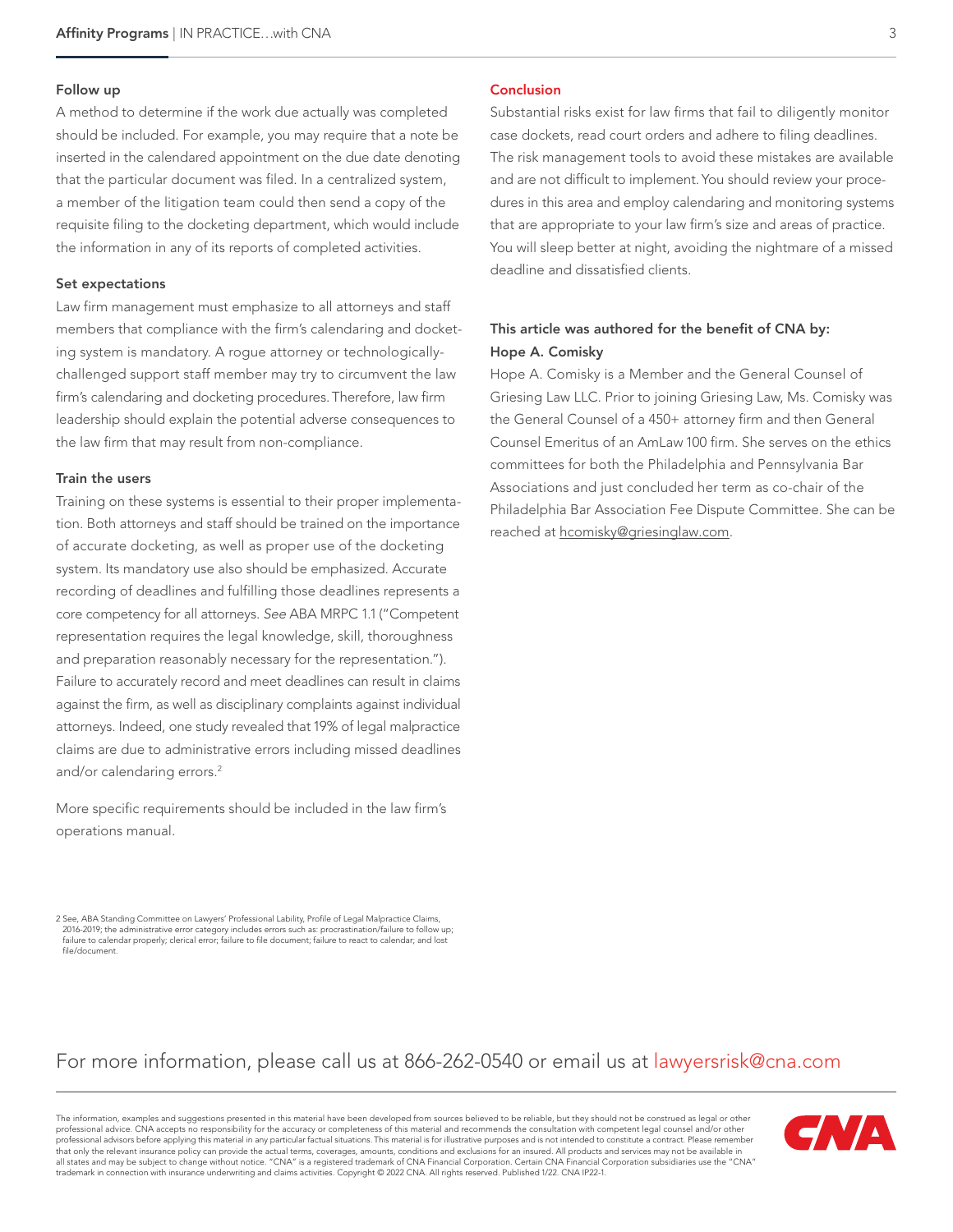### Follow up

A method to determine if the work due actually was completed should be included. For example, you may require that a note be inserted in the calendared appointment on the due date denoting that the particular document was filed. In a centralized system, a member of the litigation team could then send a copy of the requisite filing to the docketing department, which would include the information in any of its reports of completed activities.

### Set expectations

Law firm management must emphasize to all attorneys and staff members that compliance with the firm's calendaring and docketing system is mandatory. A rogue attorney or technologically-challenged support staff member may try to circumvent the law firm's calendaring and docketing procedures. Therefore, law firm leadership should explain the potential adverse consequences to the law firm that may result from non-compliance.

### Train the users

Training on these systems is essential to their proper implementation. Both attorneys and staff should be trained on the importance of accurate docketing, as well as proper use of the docketing system. Its mandatory use also should be emphasized. Accurate recording of deadlines and fulfilling those deadlines represents a core competency for all attorneys. *See* ABA MRPC 1.1 ("Competent representation requires the legal knowledge, skill, thoroughness and preparation reasonably necessary for the representation."). Failure to accurately record and meet deadlines can result in claims against the firm, as well as disciplinary complaints against individual attorneys. Indeed, one study revealed that 19% of legal malpractice claims are due to administrative errors including missed deadlines and/or calendaring errors.[2]

More specific requirements should be included in the law firm's operations manual.

2 See, ABA Standing Committee on Lawyers' Professional Liability, Profile of Legal Malpractice Claims, 2016-2019; the administrative error category includes errors such as: procrastination/failure to follow up; failure to calendar properly; clerical error; failure to file document; failure to react to calendar; and lost file/document.

## Conclusion

Substantial risks exist for law firms that fail to diligently monitor case dockets, read court orders and adhere to filing deadlines. The risk management tools to avoid these mistakes are available and are not difficult to implement. You should review your procedures in this area and employ calendaring and monitoring systems that are appropriate to your law firm's size and areas of practice. You will sleep better at night, avoiding the nightmare of a missed deadline and dissatisfied clients.

**This article was authored for the benefit of CNA by:**
**Hope A. Comisky**

Hope A. Comisky is a Member and the General Counsel of Griesing Law LLC. Prior to joining Griesing Law, Ms. Comisky was the General Counsel of a 450+ attorney firm and then General Counsel Emeritus of an AmLaw 100 firm. She serves on the ethics committees for both the Philadelphia and Pennsylvania Bar Associations and just concluded her term as co-chair of the Philadelphia Bar Association Fee Dispute Committee. She can be reached at hcomisky@griesinglaw.com.

For more information, please call us at 866-262-0540 or email us at lawyersrisk@cna.com

The information, examples and suggestions presented in this material have been developed from sources believed to be reliable, but they should not be construed as legal or other professional advice. CNA accepts no responsibility for the accuracy or completeness of this material and recommends the consultation with competent legal counsel and/or other professional advisors before applying this material in any particular factual situations. This material is for illustrative purposes and is not intended to constitute a contract. Please remember that only the relevant insurance policy can provide the actual terms, coverages, amounts, conditions and exclusions for an insured. All products and services may not be available in all states and may be subject to change without notice. "CNA" is a registered trademark of CNA Financial Corporation. Certain CNA Financial Corporation subsidiaries use the "CNA" trademark in connection with insurance underwriting and claims activities. Copyright © 2022 CNA. All rights reserved. Published 1/22. CNA IP22-1.